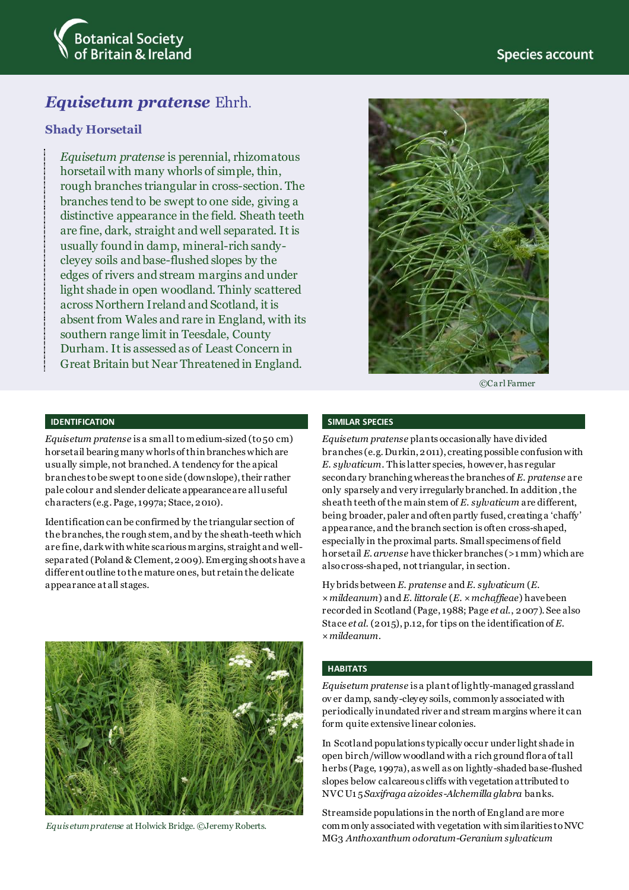Botanical Society of Britain & Ireland

Species account

# *Equisetum pratense* Ehrh.

## Shady Horsetail

*Equisetum pratense* is perennial, rhizomatous horsetail with many whorls of simple, thin, rough branches triangular in cross-section. The branches tend to be swept to one side, giving a distinctive appearance in the field. Sheath teeth are fine, dark, straight and well separated. It is usually found in damp, mineral-rich sandy-cleyey soils and base-flushed slopes by the edges of rivers and stream margins and under light shade in open woodland. Thinly scattered across Northern Ireland and Scotland, it is absent from Wales and rare in England, with its southern range limit in Teesdale, County Durham. It is assessed as of Least Concern in Great Britain but Near Threatened in England.

©Carl Farmer

### IDENTIFICATION

*Equisetum pratense* is a small to medium-sized (to 50 cm) horsetail bearing many whorls of thin branches which are usually simple, not branched. A tendency for the apical branches to be swept to one side (downslope), their rather pale colour and slender delicate appearance are all useful characters (e.g. Page, 1997a; Stace, 2010).

Identification can be confirmed by the triangular section of the branches, the rough stem, and by the sheath-teeth which are fine, dark with white scarious margins, straight and well-separated (Poland & Clement, 2009). Emerging shoots have a different outline to the mature ones, but retain the delicate appearance at all stages.

*Equisetum pratense* at Holwick Bridge. ©Jeremy Roberts.

### SIMILAR SPECIES

*Equisetum pratense* plants occasionally have divided branches (e.g. Durkin, 2011), creating possible confusion with *E. sylvaticum*. This latter species, however, has regular secondary branching whereas the branches of *E. pratense* are only sparsely and very irregularly branched. In addition, the sheath teeth of the main stem of *E. sylvaticum* are different, being broader, paler and often partly fused, creating a 'chaffy' appearance, and the branch section is often cross-shaped, especially in the proximal parts. Small specimens of field horsetail *E. arvense* have thicker branches (>1 mm) which are also cross-shaped, not triangular, in section.

Hybrids between *E. pratense* and *E. sylvaticum* (*E. × mildeanum*) and *E. littorale* (*E. × mchaffieae*) have been recorded in Scotland (Page, 1988; Page *et al.*, 2007). See also Stace *et al.* (2015), p.12, for tips on the identification of *E. × mildeanum*.

### HABITATS

*Equisetum pratense* is a plant of lightly-managed grassland over damp, sandy-cleyey soils, commonly associated with periodically inundated river and stream margins where it can form quite extensive linear colonies.

In Scotland populations typically occur under light shade in open birch/willow woodland with a rich ground flora of tall herbs (Page, 1997a), as well as on lightly-shaded base-flushed slopes below calcareous cliffs with vegetation attributed to NVC U15 *Saxifraga aizoides-Alchemilla glabra* banks.

Streamside populations in the north of England are more commonly associated with vegetation with similarities to NVC MG3 *Anthoxanthum odoratum-Geranium sylvaticum*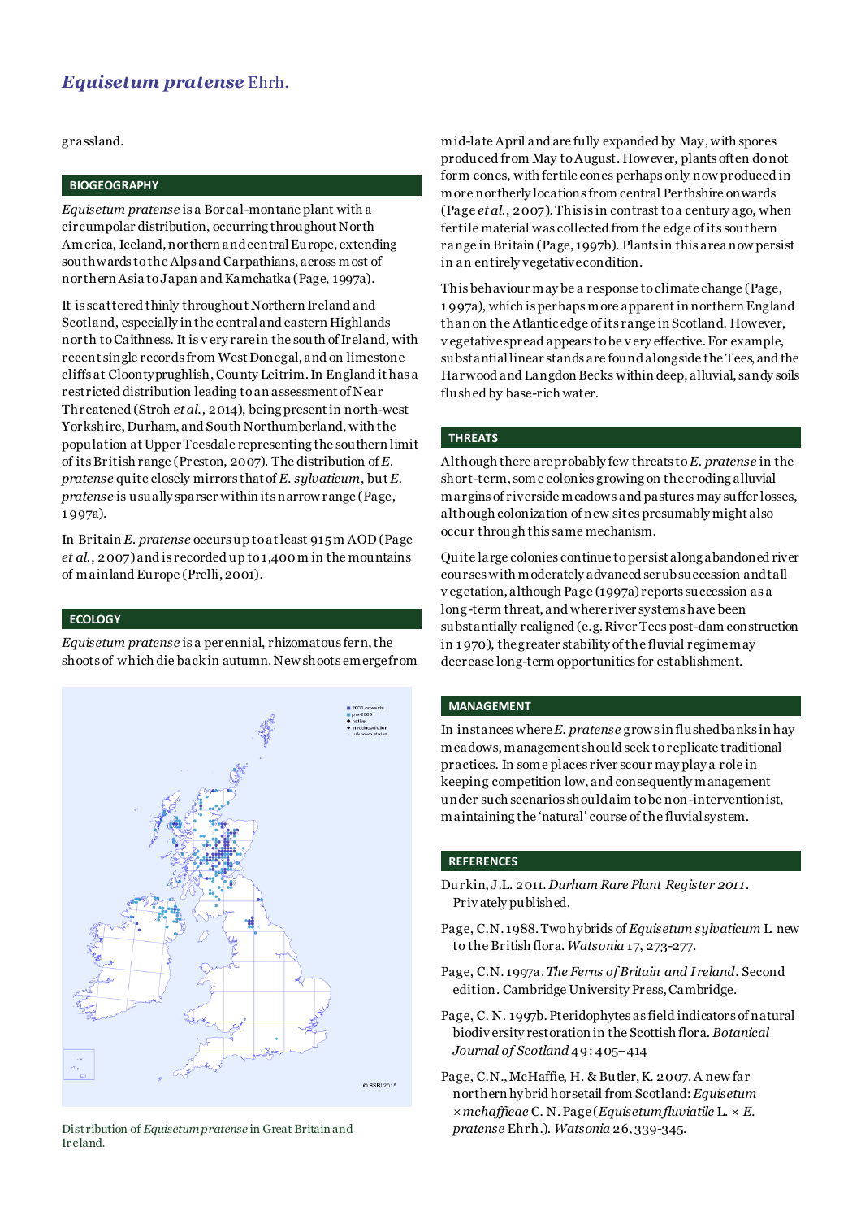grassland.

## BIOGEOGRAPHY

*Equisetum pratense* is a Boreal-montane plant with a circumpolar distribution, occurring throughout North America, Iceland, northern and central Europe, extending southwards to the Alps and Carpathians, across most of northern Asia to Japan and Kamchatka (Page, 1997a).

It is scattered thinly throughout Northern Ireland and Scotland, especially in the central and eastern Highlands north to Caithness. It is very rare in the south of Ireland, with recent single records from West Donegal, and on limestone cliffs at Cloontypruglish, County Leitrim. In England it has a restricted distribution leading to an assessment of Near Threatened (Stroh *et al.*, 2014), being present in north-west Yorkshire, Durham, and South Northumberland, with the population at Upper Teesdale representing the southern limit of its British range (Preston, 2007). The distribution of *E. pratense* quite closely mirrors that of *E. sylvaticum*, but *E. pratense* is usually sparser within its narrow range (Page, 1997a).

In Britain *E. pratense* occurs up to at least 915 m AOD (Page *et al.*, 2007) and is recorded up to 1,400 m in the mountains of mainland Europe (Prelli, 2001).

## ECOLOGY

*Equisetum pratense* is a perennial, rhizomatous fern, the shoots of which die back in autumn. New shoots emerge from mid-late April and are fully expanded by May, with spores produced from May to August. However, plants often do not form cones, with fertile cones perhaps only now produced in more northerly locations from central Perthshire onwards (Page *et al.*, 2007). This is in contrast to a century ago, when fertile material was collected from the edge of its southern range in Britain (Page, 1997b). Plants in this area now persist in an entirely vegetative condition.

This behaviour may be a response to climate change (Page, 1997a), which is perhaps more apparent in northern England than on the Atlantic edge of its range in Scotland. However, vegetative spread appears to be very effective. For example, substantial linear stands are found alongside the Tees, and the Harwood and Langdon Becks within deep, alluvial, sandy soils flushed by base-rich water.

Distribution of *Equisetum pratense* in Great Britain and Ireland.

## THREATS

Although there are probably few threats to *E. pratense* in the short-term, some colonies growing on the eroding alluvial margins of riverside meadows and pastures may suffer losses, although colonization of new sites presumably might also occur through this same mechanism.

Quite large colonies continue to persist along abandoned river courses with moderately advanced scrub succession and tall vegetation, although Page (1997a) reports succession as a long-term threat, and where river systems have been substantially realigned (e.g. River Tees post-dam construction in 1970), the greater stability of the fluvial regime may decrease long-term opportunities for establishment.

## MANAGEMENT

In instances where *E. pratense* grows in flushed banks in hay meadows, management should seek to replicate traditional practices. In some places river scour may play a role in keeping competition low, and consequently management under such scenarios should aim to be non-interventionist, maintaining the 'natural' course of the fluvial system.

## REFERENCES

Durkin, J.L. 2011. *Durham Rare Plant Register 2011*. Privately published.

Page, C.N. 1988. Two hybrids of *Equisetum sylvaticum* L. new to the British flora. *Watsonia* 17, 273-277.

Page, C.N. 1997a. *The Ferns of Britain and Ireland*. Second edition. Cambridge University Press, Cambridge.

Page, C. N. 1997b. Pteridophytes as field indicators of natural biodiversity restoration in the Scottish flora. *Botanical Journal of Scotland* 49: 405–414

Page, C.N., McHaffie, H. & Butler, K. 2007. A new far northern hybrid horsetail from Scotland: *Equisetum* ×*mchaffieae* C. N. Page (*Equisetum fluviatile* L. × *E. pratense* Ehrh.). *Watsonia* 26, 339-345.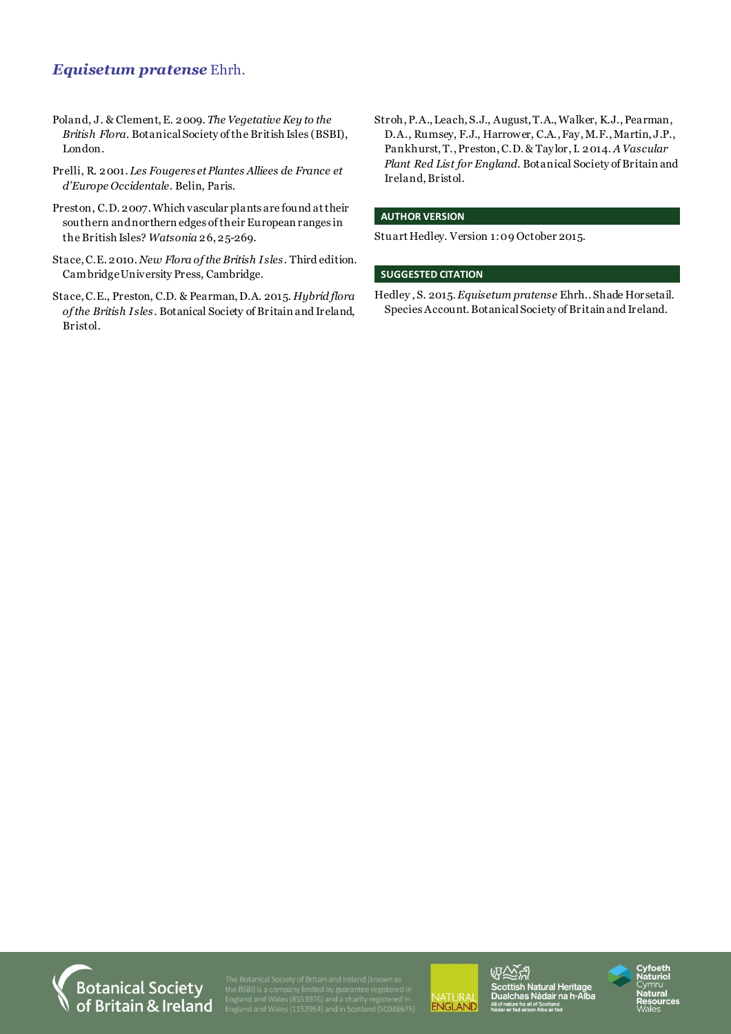Poland, J. & Clement, E. 2009. *The Vegetative Key to the British Flora*. Botanical Society of the British Isles (BSBI), London.

Prelli, R. 2001. *Les Fougeres et Plantes Alliees de France et d'Europe Occidentale*. Belin, Paris.

Preston, C.D. 2007. Which vascular plants are found at their southern and northern edges of their European ranges in the British Isles? *Watsonia* 26, 25-269.

Stace, C.E. 2010. *New Flora of the British Isles*. Third edition. Cambridge University Press, Cambridge.

Stace, C.E., Preston, C.D. & Pearman, D.A. 2015. *Hybrid flora of the British Isles*. Botanical Society of Britain and Ireland, Bristol.

Stroh, P.A., Leach, S.J., August, T.A., Walker, K.J., Pearman, D.A., Rumsey, F.J., Harrower, C.A., Fay, M.F., Martin, J.P., Pankhurst, T., Preston, C.D. & Taylor, I. 2014. *A Vascular Plant Red List for England*. Botanical Society of Britain and Ireland, Bristol.

## AUTHOR VERSION

Stuart Hedley. Version 1: 09 October 2015.

## SUGGESTED CITATION

Hedley, S. 2015. *Equisetum pratense* Ehrh.. Shade Horsetail. Species Account. Botanical Society of Britain and Ireland.

Botanical Society of Britain & Ireland

The Botanical Society of Britain and Ireland (known as the BSBI) is a company limited by guarantee registered in England and Wales (8553976) and a charity registered in England and Wales (1152954) and in Scotland (SC038675)